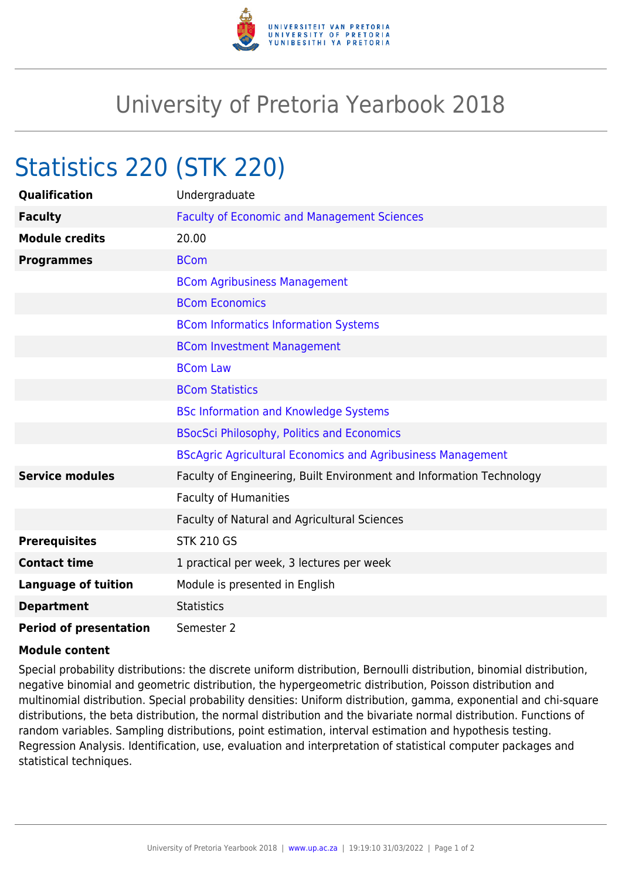# University of Pretoria Yearbook 2018

## Statistics 220 (STK 220)

| | |
|---|---|
| **Qualification** | Undergraduate |
| **Faculty** | Faculty of Economic and Management Sciences |
| **Module credits** | 20.00 |
| **Programmes** | BCom |
| | BCom Agribusiness Management |
| | BCom Economics |
| | BCom Informatics Information Systems |
| | BCom Investment Management |
| | BCom Law |
| | BCom Statistics |
| | BSc Information and Knowledge Systems |
| | BSocSci Philosophy, Politics and Economics |
| | BScAgric Agricultural Economics and Agribusiness Management |
| **Service modules** | Faculty of Engineering, Built Environment and Information Technology |
| | Faculty of Humanities |
| | Faculty of Natural and Agricultural Sciences |
| **Prerequisites** | STK 210 GS |
| **Contact time** | 1 practical per week, 3 lectures per week |
| **Language of tuition** | Module is presented in English |
| **Department** | Statistics |
| **Period of presentation** | Semester 2 |

**Module content**

Special probability distributions: the discrete uniform distribution, Bernoulli distribution, binomial distribution, negative binomial and geometric distribution, the hypergeometric distribution, Poisson distribution and multinomial distribution. Special probability densities: Uniform distribution, gamma, exponential and chi-square distributions, the beta distribution, the normal distribution and the bivariate normal distribution. Functions of random variables. Sampling distributions, point estimation, interval estimation and hypothesis testing. Regression Analysis. Identification, use, evaluation and interpretation of statistical computer packages and statistical techniques.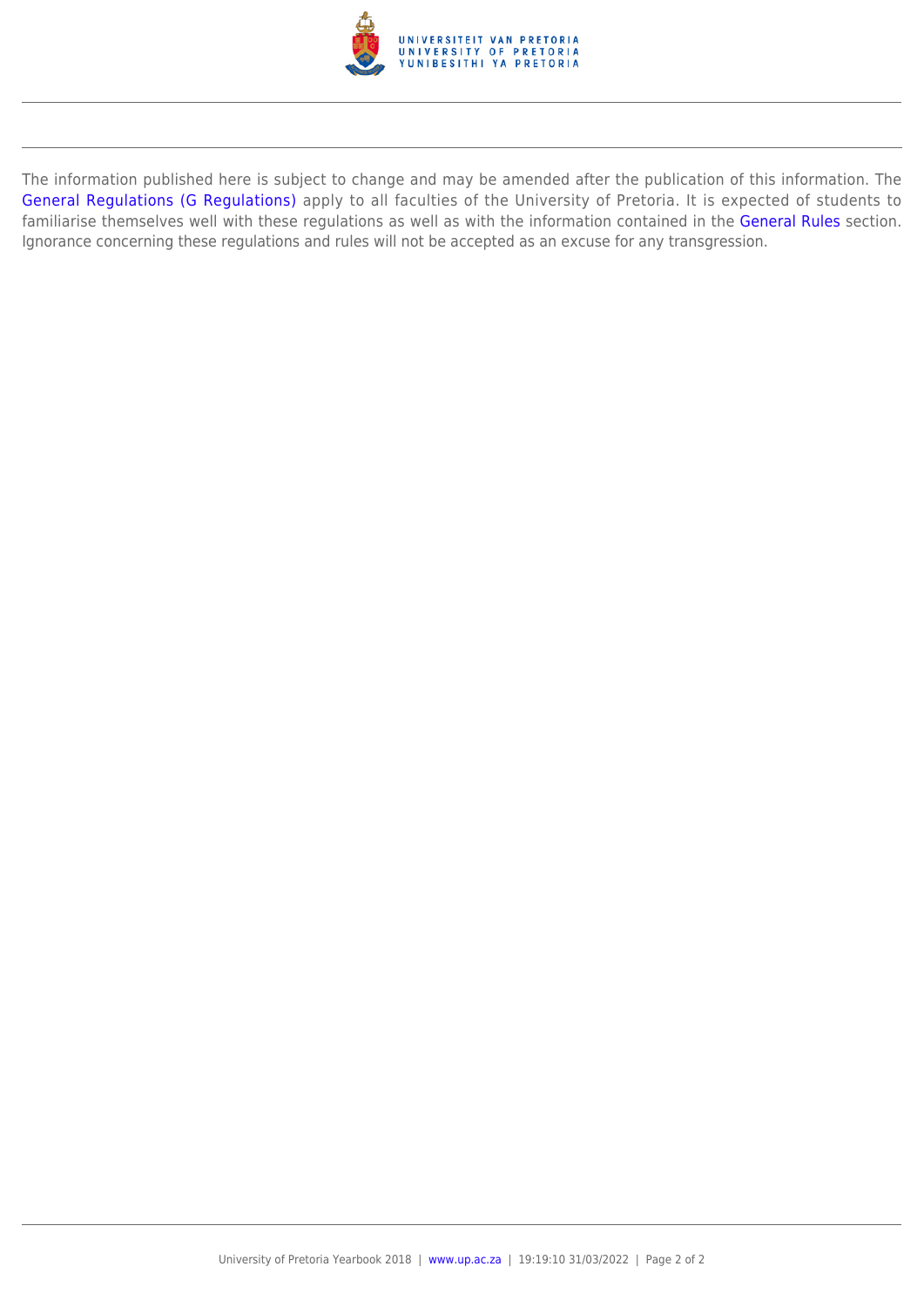The information published here is subject to change and may be amended after the publication of this information. The General Regulations (G Regulations) apply to all faculties of the University of Pretoria. It is expected of students to familiarise themselves well with these regulations as well as with the information contained in the General Rules section. Ignorance concerning these regulations and rules will not be accepted as an excuse for any transgression.